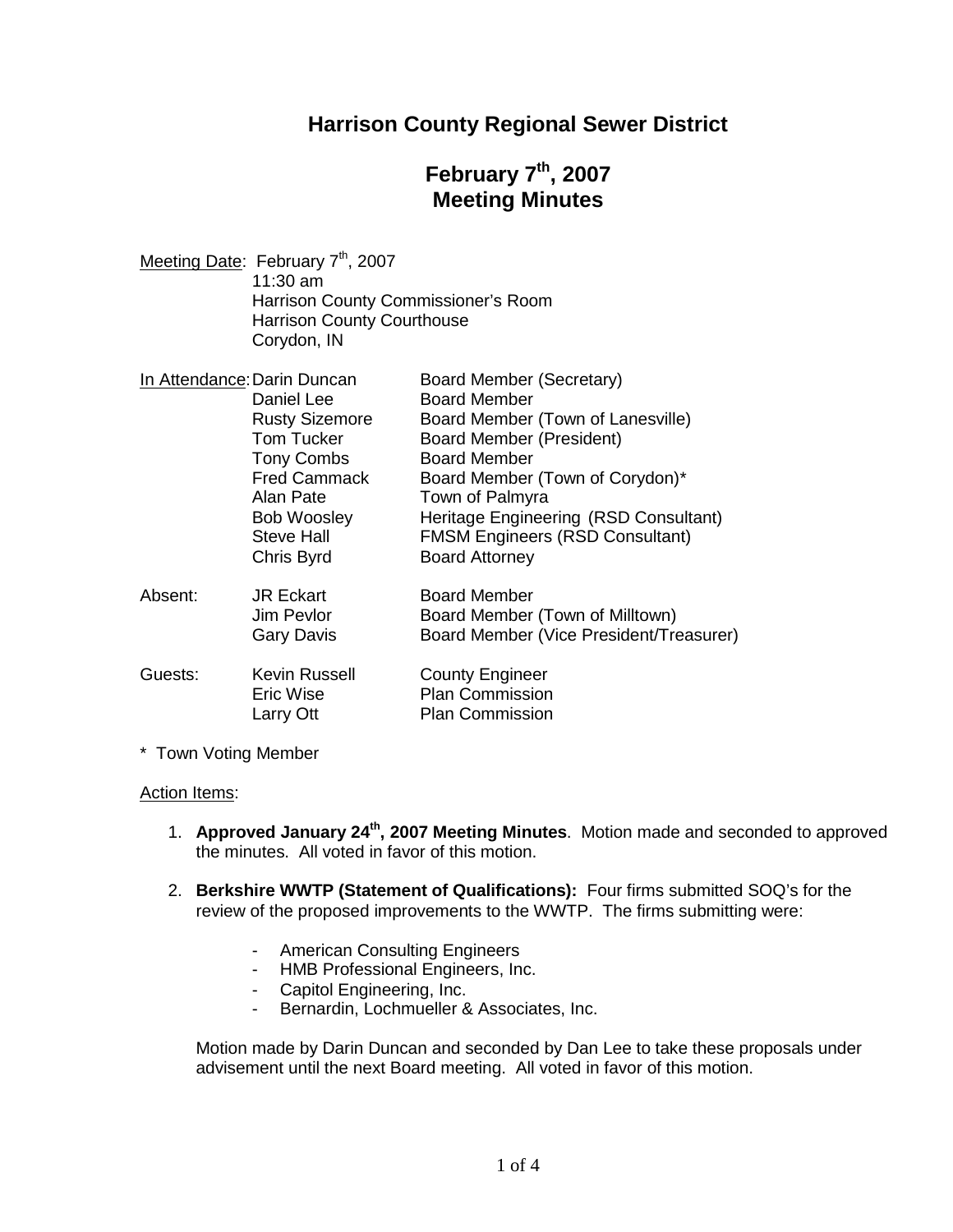# Harrison County Regional Sewer District

## February 7th, 2007
## Meeting Minutes

Meeting Date: February 7th, 2007
11:30 am
Harrison County Commissioner's Room
Harrison County Courthouse
Corydon, IN

| | | |
|---|---|---|
| In Attendance: | Darin Duncan | Board Member (Secretary) |
| | Daniel Lee | Board Member |
| | Rusty Sizemore | Board Member (Town of Lanesville) |
| | Tom Tucker | Board Member (President) |
| | Tony Combs | Board Member |
| | Fred Cammack | Board Member (Town of Corydon)* |
| | Alan Pate | Town of Palmyra |
| | Bob Woosley | Heritage Engineering (RSD Consultant) |
| | Steve Hall | FMSM Engineers (RSD Consultant) |
| | Chris Byrd | Board Attorney |
| Absent: | JR Eckart | Board Member |
| | Jim Pevlor | Board Member (Town of Milltown) |
| | Gary Davis | Board Member (Vice President/Treasurer) |
| Guests: | Kevin Russell | County Engineer |
| | Eric Wise | Plan Commission |
| | Larry Ott | Plan Commission |

\* Town Voting Member

Action Items:

1. **Approved January 24th, 2007 Meeting Minutes**. Motion made and seconded to approved the minutes. All voted in favor of this motion.

2. **Berkshire WWTP (Statement of Qualifications):** Four firms submitted SOQ's for the review of the proposed improvements to the WWTP. The firms submitting were:

   - American Consulting Engineers
   - HMB Professional Engineers, Inc.
   - Capitol Engineering, Inc.
   - Bernardin, Lochmueller & Associates, Inc.

   Motion made by Darin Duncan and seconded by Dan Lee to take these proposals under advisement until the next Board meeting. All voted in favor of this motion.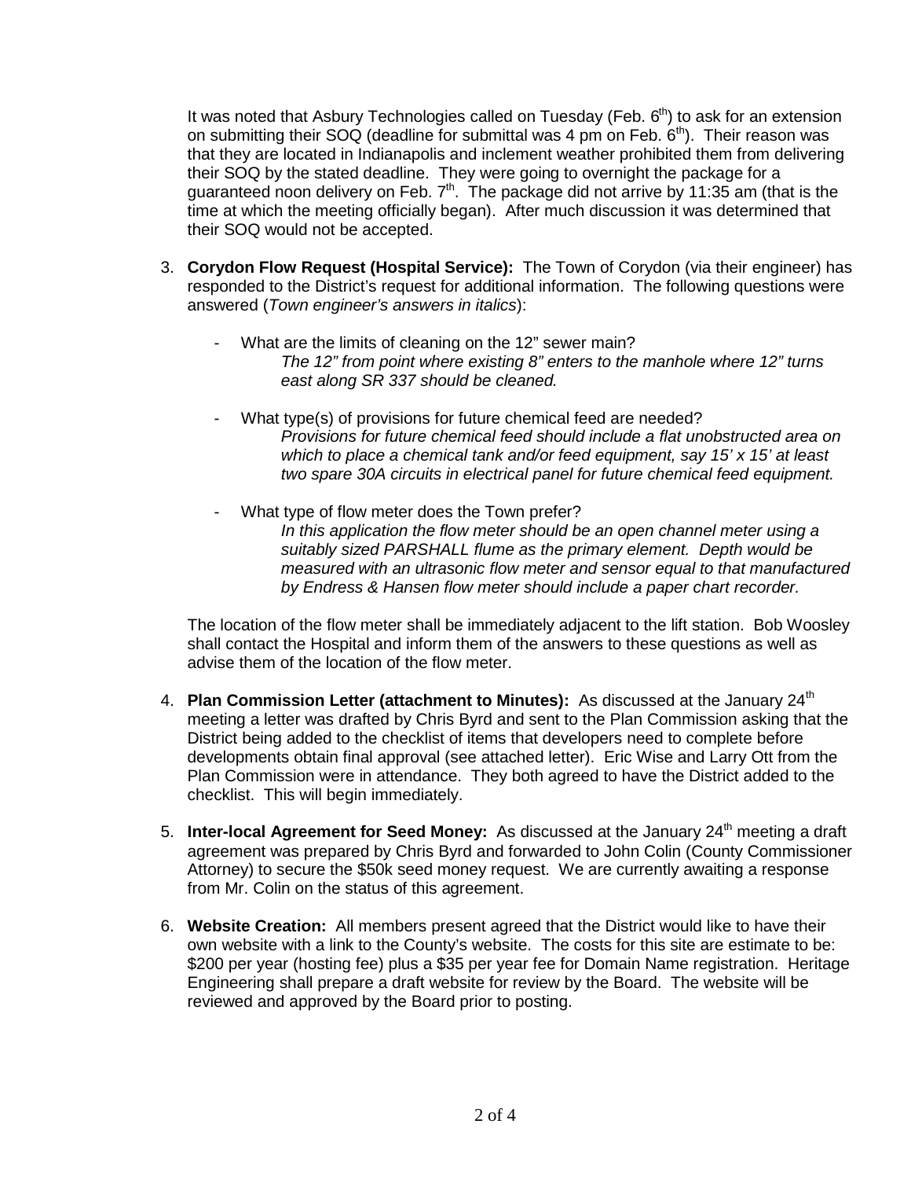It was noted that Asbury Technologies called on Tuesday (Feb. 6th) to ask for an extension on submitting their SOQ (deadline for submittal was 4 pm on Feb. 6th). Their reason was that they are located in Indianapolis and inclement weather prohibited them from delivering their SOQ by the stated deadline. They were going to overnight the package for a guaranteed noon delivery on Feb. 7th. The package did not arrive by 11:35 am (that is the time at which the meeting officially began). After much discussion it was determined that their SOQ would not be accepted.

3. **Corydon Flow Request (Hospital Service):** The Town of Corydon (via their engineer) has responded to the District's request for additional information. The following questions were answered (*Town engineer's answers in italics*):

   - What are the limits of cleaning on the 12" sewer main?
     *The 12" from point where existing 8" enters to the manhole where 12" turns east along SR 337 should be cleaned.*

   - What type(s) of provisions for future chemical feed are needed?
     *Provisions for future chemical feed should include a flat unobstructed area on which to place a chemical tank and/or feed equipment, say 15' x 15' at least two spare 30A circuits in electrical panel for future chemical feed equipment.*

   - What type of flow meter does the Town prefer?
     *In this application the flow meter should be an open channel meter using a suitably sized PARSHALL flume as the primary element. Depth would be measured with an ultrasonic flow meter and sensor equal to that manufactured by Endress & Hansen flow meter should include a paper chart recorder.*

   The location of the flow meter shall be immediately adjacent to the lift station. Bob Woosley shall contact the Hospital and inform them of the answers to these questions as well as advise them of the location of the flow meter.

4. **Plan Commission Letter (attachment to Minutes):** As discussed at the January 24th meeting a letter was drafted by Chris Byrd and sent to the Plan Commission asking that the District being added to the checklist of items that developers need to complete before developments obtain final approval (see attached letter). Eric Wise and Larry Ott from the Plan Commission were in attendance. They both agreed to have the District added to the checklist. This will begin immediately.

5. **Inter-local Agreement for Seed Money:** As discussed at the January 24th meeting a draft agreement was prepared by Chris Byrd and forwarded to John Colin (County Commissioner Attorney) to secure the $50k seed money request. We are currently awaiting a response from Mr. Colin on the status of this agreement.

6. **Website Creation:** All members present agreed that the District would like to have their own website with a link to the County's website. The costs for this site are estimate to be: $200 per year (hosting fee) plus a $35 per year fee for Domain Name registration. Heritage Engineering shall prepare a draft website for review by the Board. The website will be reviewed and approved by the Board prior to posting.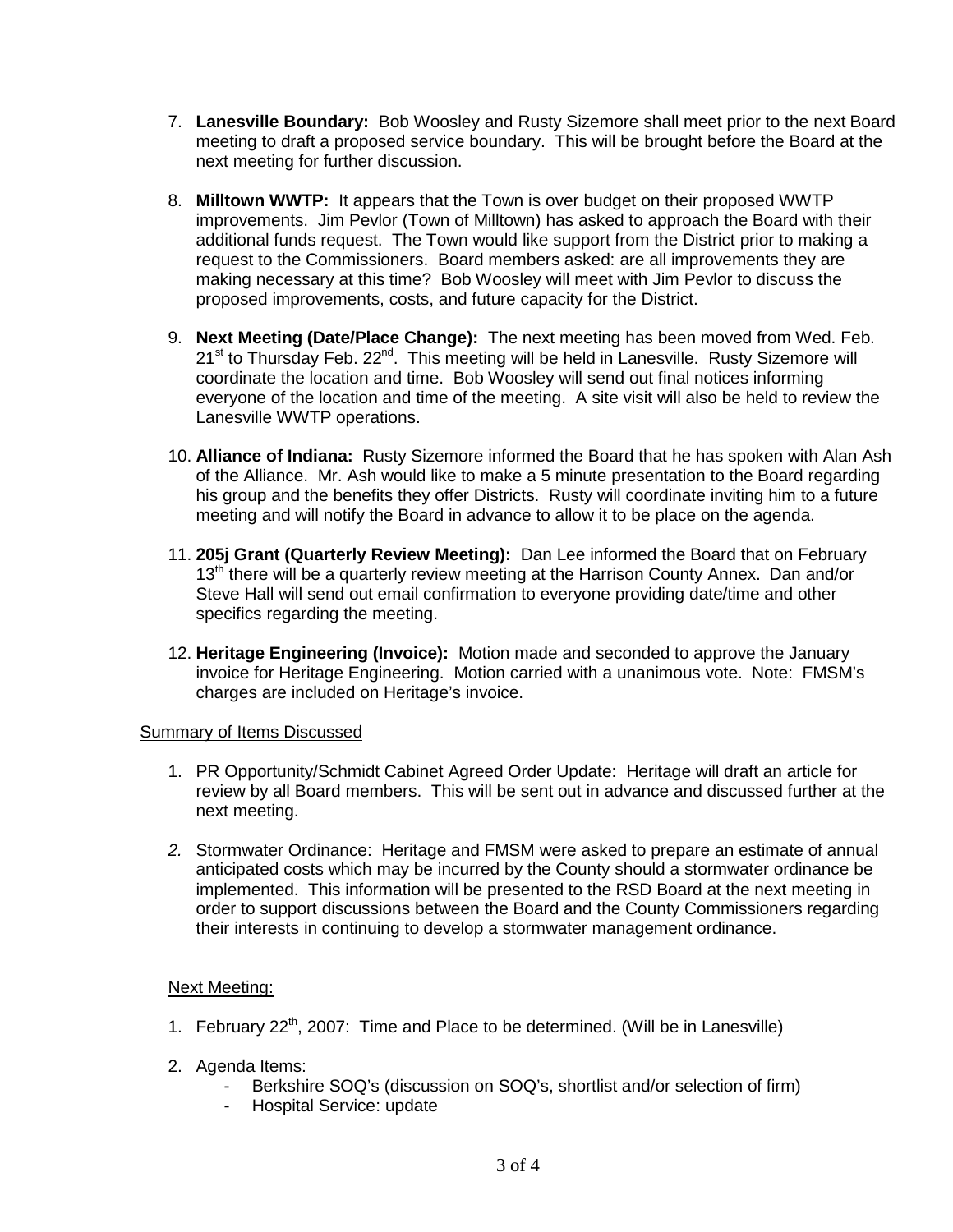7. **Lanesville Boundary:** Bob Woosley and Rusty Sizemore shall meet prior to the next Board meeting to draft a proposed service boundary. This will be brought before the Board at the next meeting for further discussion.

8. **Milltown WWTP:** It appears that the Town is over budget on their proposed WWTP improvements. Jim Pevlor (Town of Milltown) has asked to approach the Board with their additional funds request. The Town would like support from the District prior to making a request to the Commissioners. Board members asked: are all improvements they are making necessary at this time? Bob Woosley will meet with Jim Pevlor to discuss the proposed improvements, costs, and future capacity for the District.

9. **Next Meeting (Date/Place Change):** The next meeting has been moved from Wed. Feb. 21st to Thursday Feb. 22nd. This meeting will be held in Lanesville. Rusty Sizemore will coordinate the location and time. Bob Woosley will send out final notices informing everyone of the location and time of the meeting. A site visit will also be held to review the Lanesville WWTP operations.

10. **Alliance of Indiana:** Rusty Sizemore informed the Board that he has spoken with Alan Ash of the Alliance. Mr. Ash would like to make a 5 minute presentation to the Board regarding his group and the benefits they offer Districts. Rusty will coordinate inviting him to a future meeting and will notify the Board in advance to allow it to be place on the agenda.

11. **205j Grant (Quarterly Review Meeting):** Dan Lee informed the Board that on February 13th there will be a quarterly review meeting at the Harrison County Annex. Dan and/or Steve Hall will send out email confirmation to everyone providing date/time and other specifics regarding the meeting.

12. **Heritage Engineering (Invoice):** Motion made and seconded to approve the January invoice for Heritage Engineering. Motion carried with a unanimous vote. Note: FMSM's charges are included on Heritage's invoice.

Summary of Items Discussed

1. PR Opportunity/Schmidt Cabinet Agreed Order Update: Heritage will draft an article for review by all Board members. This will be sent out in advance and discussed further at the next meeting.

2. Stormwater Ordinance: Heritage and FMSM were asked to prepare an estimate of annual anticipated costs which may be incurred by the County should a stormwater ordinance be implemented. This information will be presented to the RSD Board at the next meeting in order to support discussions between the Board and the County Commissioners regarding their interests in continuing to develop a stormwater management ordinance.

Next Meeting:

1. February 22nd, 2007: Time and Place to be determined. (Will be in Lanesville)

2. Agenda Items:
   - Berkshire SOQ's (discussion on SOQ's, shortlist and/or selection of firm)
   - Hospital Service: update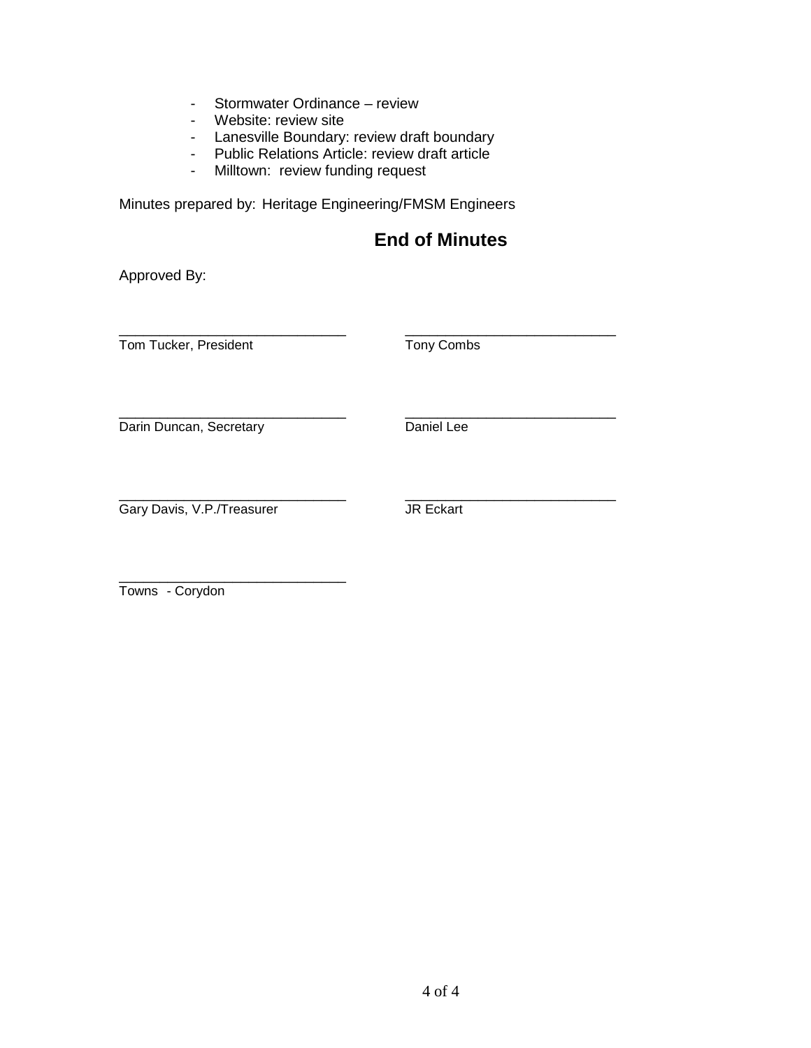- Stormwater Ordinance – review
- Website: review site
- Lanesville Boundary: review draft boundary
- Public Relations Article: review draft article
- Milltown: review funding request

Minutes prepared by: Heritage Engineering/FMSM Engineers

## End of Minutes

Approved By:

| | |
|---|---|
| _____________________________ | _____________________________ |
| Tom Tucker, President | Tony Combs |
| _____________________________ | _____________________________ |
| Darin Duncan, Secretary | Daniel Lee |
| _____________________________ | _____________________________ |
| Gary Davis, V.P./Treasurer | JR Eckart |
| _____________________________ | |
| Towns - Corydon | |